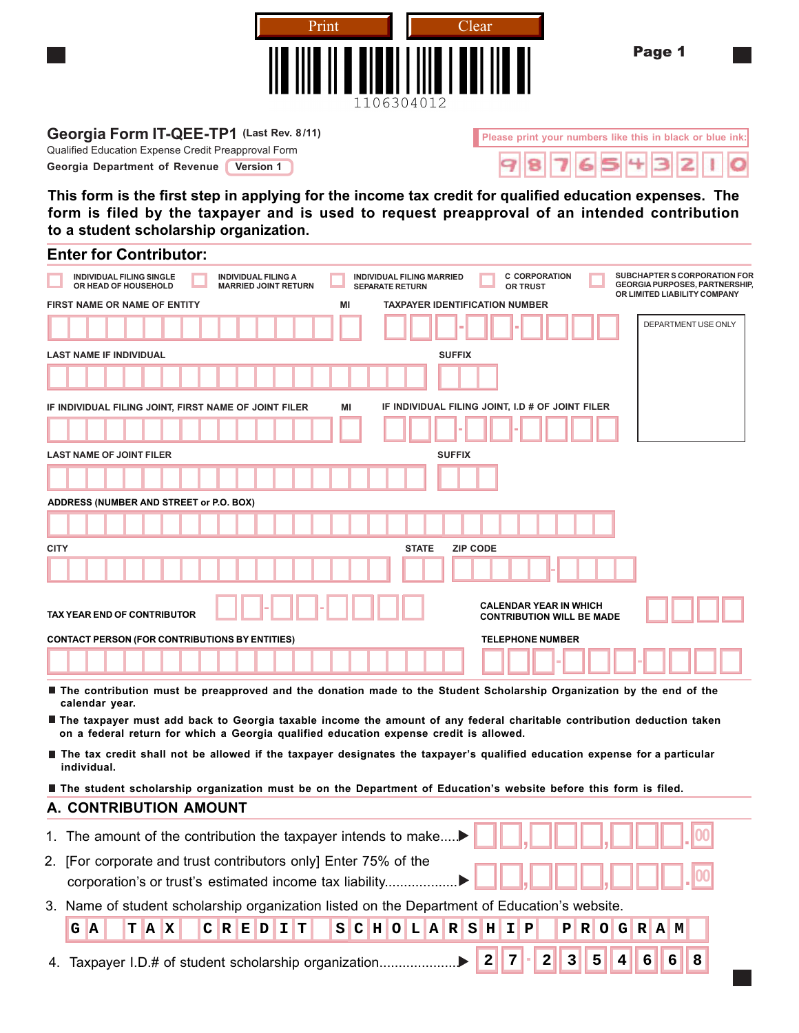Print Clear

1106304012

# Georgia Form IT-QEE-TP1 (Last Rev. 8/11)

Qualified Education Expense Credit Preapproval Form

Georgia Department of Revenue **Version 1**

Please print your numbers like this in black or blue ink: 9 8 7 6 5 4 3 2 1 0

**This form is the first step in applying for the income tax credit for qualified education expenses. The form is filed by the taxpayer and is used to request preapproval of an intended contribution to a student scholarship organization.**

## Enter for Contributor:

- ☐ INDIVIDUAL FILING SINGLE OR HEAD OF HOUSEHOLD
- ☐ INDIVIDUAL FILING A MARRIED JOINT RETURN
- ☐ INDIVIDUAL FILING MARRIED SEPARATE RETURN
- ☐ C CORPORATION OR TRUST
- ☐ SUBCHAPTER S CORPORATION FOR GEORGIA PURPOSES, PARTNERSHIP, OR LIMITED LIABILITY COMPANY

FIRST NAME OR NAME OF ENTITY | MI | TAXPAYER IDENTIFICATION NUMBER

DEPARTMENT USE ONLY

LAST NAME IF INDIVIDUAL | SUFFIX

IF INDIVIDUAL FILING JOINT, FIRST NAME OF JOINT FILER | MI | IF INDIVIDUAL FILING JOINT, I.D # OF JOINT FILER

LAST NAME OF JOINT FILER | SUFFIX

ADDRESS (NUMBER AND STREET or P.O. BOX)

CITY | STATE | ZIP CODE

TAX YEAR END OF CONTRIBUTOR | CALENDAR YEAR IN WHICH CONTRIBUTION WILL BE MADE

CONTACT PERSON (FOR CONTRIBUTIONS BY ENTITIES) | TELEPHONE NUMBER

- **The contribution must be preapproved and the donation made to the Student Scholarship Organization by the end of the calendar year.**
- **The taxpayer must add back to Georgia taxable income the amount of any federal charitable contribution deduction taken on a federal return for which a Georgia qualified education expense credit is allowed.**
- **The tax credit shall not be allowed if the taxpayer designates the taxpayer's qualified education expense for a particular individual.**
- **The student scholarship organization must be on the Department of Education's website before this form is filed.**

## A. CONTRIBUTION AMOUNT

1. The amount of the contribution the taxpayer intends to make.....▶ \_\_,\_\_\_,\_\_\_.00
2. [For corporate and trust contributors only] Enter 75% of the corporation's or trust's estimated income tax liability...................▶ \_\_,\_\_\_,\_\_\_.00
3. Name of student scholarship organization listed on the Department of Education's website.
   GA TAX CREDIT SCHOLARSHIP PROGRAM
4. Taxpayer I.D.# of student scholarship organization....................▶ 27-2354668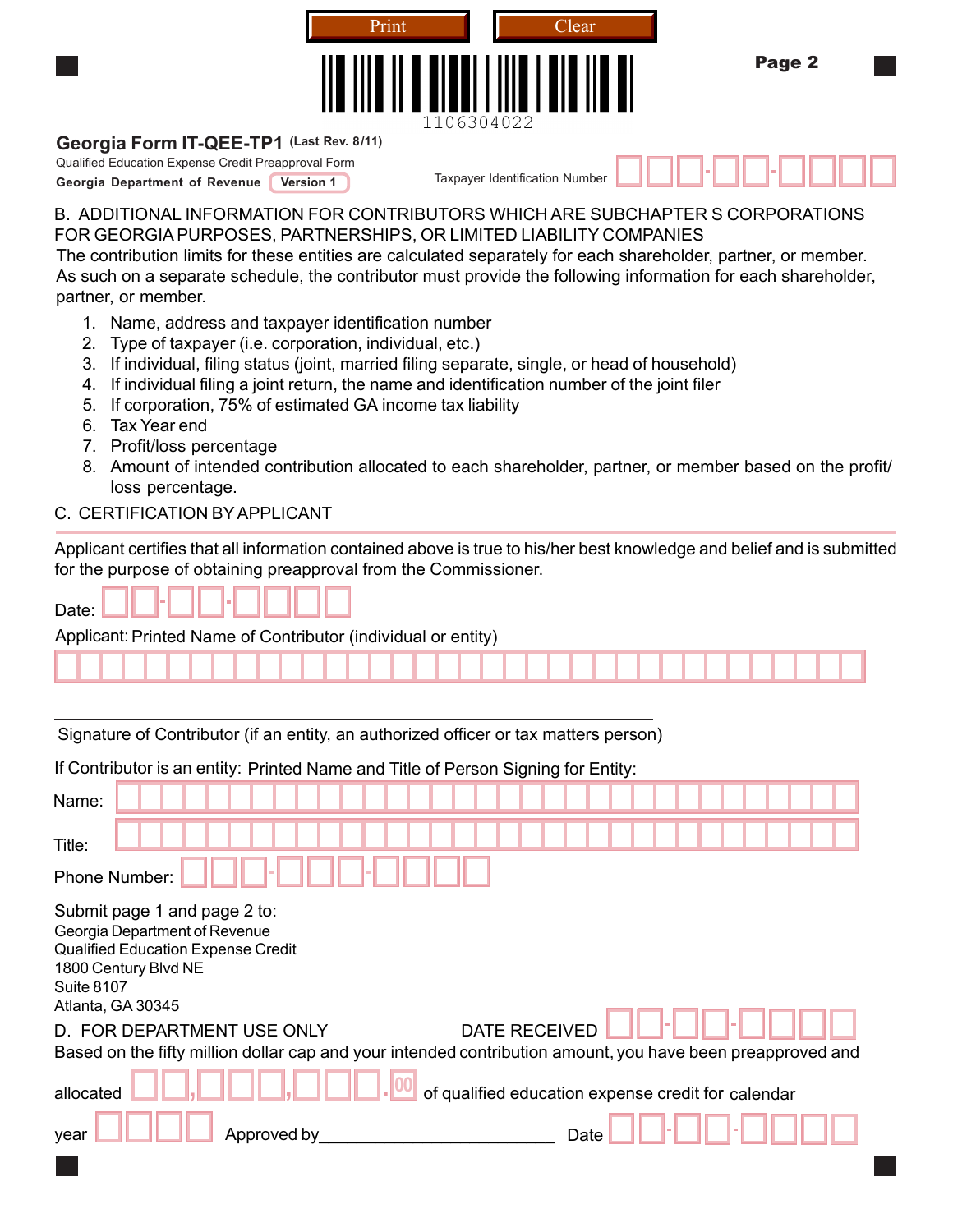Print Clear

1106304022

Page 2

# Georgia Form IT-QEE-TP1 (Last Rev. 8/11)

Qualified Education Expense Credit Preapproval Form

**Georgia Department of Revenue** Version 1

Taxpayer Identification Number ___-__-____

B. ADDITIONAL INFORMATION FOR CONTRIBUTORS WHICH ARE SUBCHAPTER S CORPORATIONS FOR GEORGIA PURPOSES, PARTNERSHIPS, OR LIMITED LIABILITY COMPANIES

The contribution limits for these entities are calculated separately for each shareholder, partner, or member. As such on a separate schedule, the contributor must provide the following information for each shareholder, partner, or member.

1. Name, address and taxpayer identification number
2. Type of taxpayer (i.e. corporation, individual, etc.)
3. If individual, filing status (joint, married filing separate, single, or head of household)
4. If individual filing a joint return, the name and identification number of the joint filer
5. If corporation, 75% of estimated GA income tax liability
6. Tax Year end
7. Profit/loss percentage
8. Amount of intended contribution allocated to each shareholder, partner, or member based on the profit/loss percentage.

C. CERTIFICATION BY APPLICANT

Applicant certifies that all information contained above is true to his/her best knowledge and belief and is submitted for the purpose of obtaining preapproval from the Commissioner.

Date: __-__-____

Applicant: Printed Name of Contributor (individual or entity)

______________________________________________

Signature of Contributor (if an entity, an authorized officer or tax matters person)

If Contributor is an entity: Printed Name and Title of Person Signing for Entity:

Name:

Title:

Phone Number: ___-___-____

Submit page 1 and page 2 to:
Georgia Department of Revenue
Qualified Education Expense Credit
1800 Century Blvd NE
Suite 8107
Atlanta, GA 30345

D. FOR DEPARTMENT USE ONLY DATE RECEIVED __-__-____

Based on the fifty million dollar cap and your intended contribution amount, you have been preapproved and allocated __,___,___.00 of qualified education expense credit for calendar year ____ Approved by________________________ Date __-__-____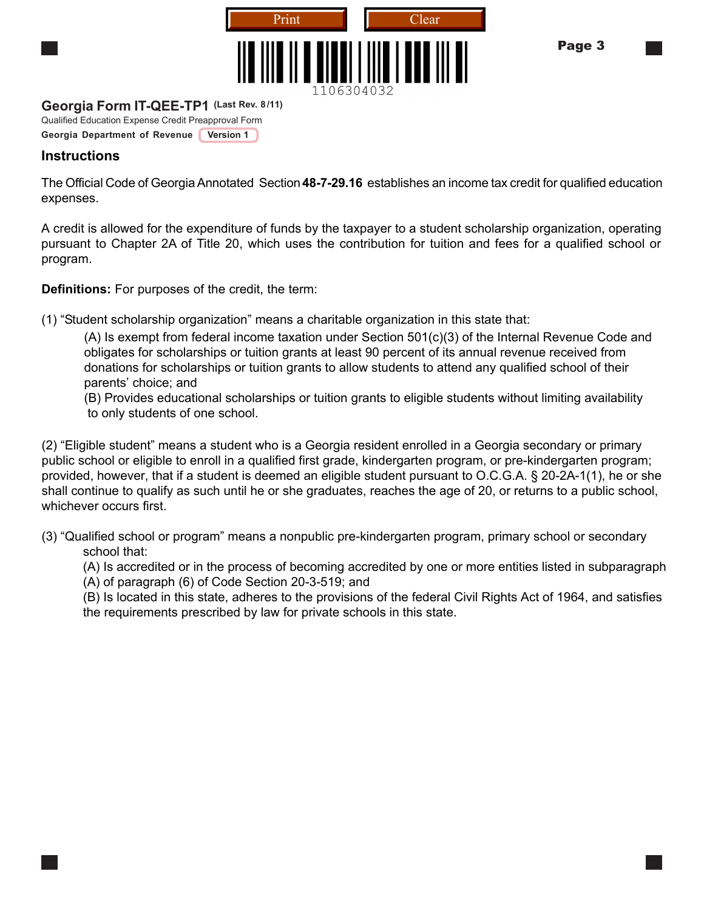**Georgia Form IT-QEE-TP1** (Last Rev. 8/11)

Qualified Education Expense Credit Preapproval Form

Georgia Department of Revenue Version 1

## Instructions

The Official Code of Georgia Annotated Section **48-7-29.16** establishes an income tax credit for qualified education expenses.

A credit is allowed for the expenditure of funds by the taxpayer to a student scholarship organization, operating pursuant to Chapter 2A of Title 20, which uses the contribution for tuition and fees for a qualified school or program.

**Definitions:** For purposes of the credit, the term:

(1) "Student scholarship organization" means a charitable organization in this state that:

(A) Is exempt from federal income taxation under Section 501(c)(3) of the Internal Revenue Code and obligates for scholarships or tuition grants at least 90 percent of its annual revenue received from donations for scholarships or tuition grants to allow students to attend any qualified school of their parents' choice; and

(B) Provides educational scholarships or tuition grants to eligible students without limiting availability to only students of one school.

(2) "Eligible student" means a student who is a Georgia resident enrolled in a Georgia secondary or primary public school or eligible to enroll in a qualified first grade, kindergarten program, or pre-kindergarten program; provided, however, that if a student is deemed an eligible student pursuant to O.C.G.A. § 20-2A-1(1), he or she shall continue to qualify as such until he or she graduates, reaches the age of 20, or returns to a public school, whichever occurs first.

(3) "Qualified school or program" means a nonpublic pre-kindergarten program, primary school or secondary school that:

(A) Is accredited or in the process of becoming accredited by one or more entities listed in subparagraph (A) of paragraph (6) of Code Section 20-3-519; and

(B) Is located in this state, adheres to the provisions of the federal Civil Rights Act of 1964, and satisfies the requirements prescribed by law for private schools in this state.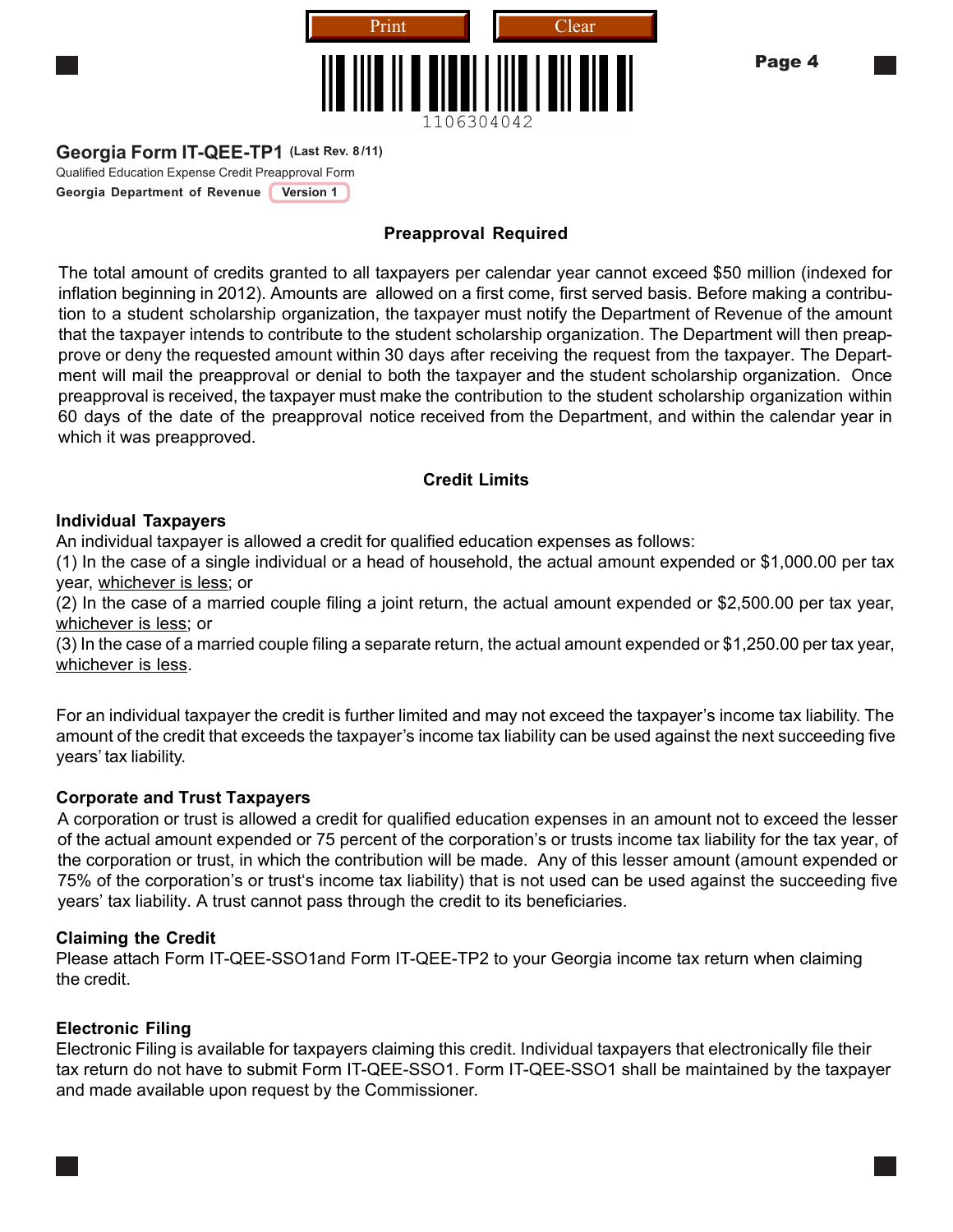**Georgia Form IT-QEE-TP1** (Last Rev. 8/11)

Qualified Education Expense Credit Preapproval Form

Georgia Department of Revenue Version 1

## Preapproval Required

The total amount of credits granted to all taxpayers per calendar year cannot exceed $50 million (indexed for inflation beginning in 2012). Amounts are allowed on a first come, first served basis. Before making a contribution to a student scholarship organization, the taxpayer must notify the Department of Revenue of the amount that the taxpayer intends to contribute to the student scholarship organization. The Department will then preapprove or deny the requested amount within 30 days after receiving the request from the taxpayer. The Department will mail the preapproval or denial to both the taxpayer and the student scholarship organization. Once preapproval is received, the taxpayer must make the contribution to the student scholarship organization within 60 days of the date of the preapproval notice received from the Department, and within the calendar year in which it was preapproved.

## Credit Limits

### Individual Taxpayers

An individual taxpayer is allowed a credit for qualified education expenses as follows:

(1) In the case of a single individual or a head of household, the actual amount expended or $1,000.00 per tax year, whichever is less; or

(2) In the case of a married couple filing a joint return, the actual amount expended or $2,500.00 per tax year, whichever is less; or

(3) In the case of a married couple filing a separate return, the actual amount expended or $1,250.00 per tax year, whichever is less.

For an individual taxpayer the credit is further limited and may not exceed the taxpayer's income tax liability. The amount of the credit that exceeds the taxpayer's income tax liability can be used against the next succeeding five years' tax liability.

### Corporate and Trust Taxpayers

A corporation or trust is allowed a credit for qualified education expenses in an amount not to exceed the lesser of the actual amount expended or 75 percent of the corporation's or trusts income tax liability for the tax year, of the corporation or trust, in which the contribution will be made. Any of this lesser amount (amount expended or 75% of the corporation's or trust's income tax liability) that is not used can be used against the succeeding five years' tax liability. A trust cannot pass through the credit to its beneficiaries.

### Claiming the Credit

Please attach Form IT-QEE-SSO1and Form IT-QEE-TP2 to your Georgia income tax return when claiming the credit.

### Electronic Filing

Electronic Filing is available for taxpayers claiming this credit. Individual taxpayers that electronically file their tax return do not have to submit Form IT-QEE-SSO1. Form IT-QEE-SSO1 shall be maintained by the taxpayer and made available upon request by the Commissioner.